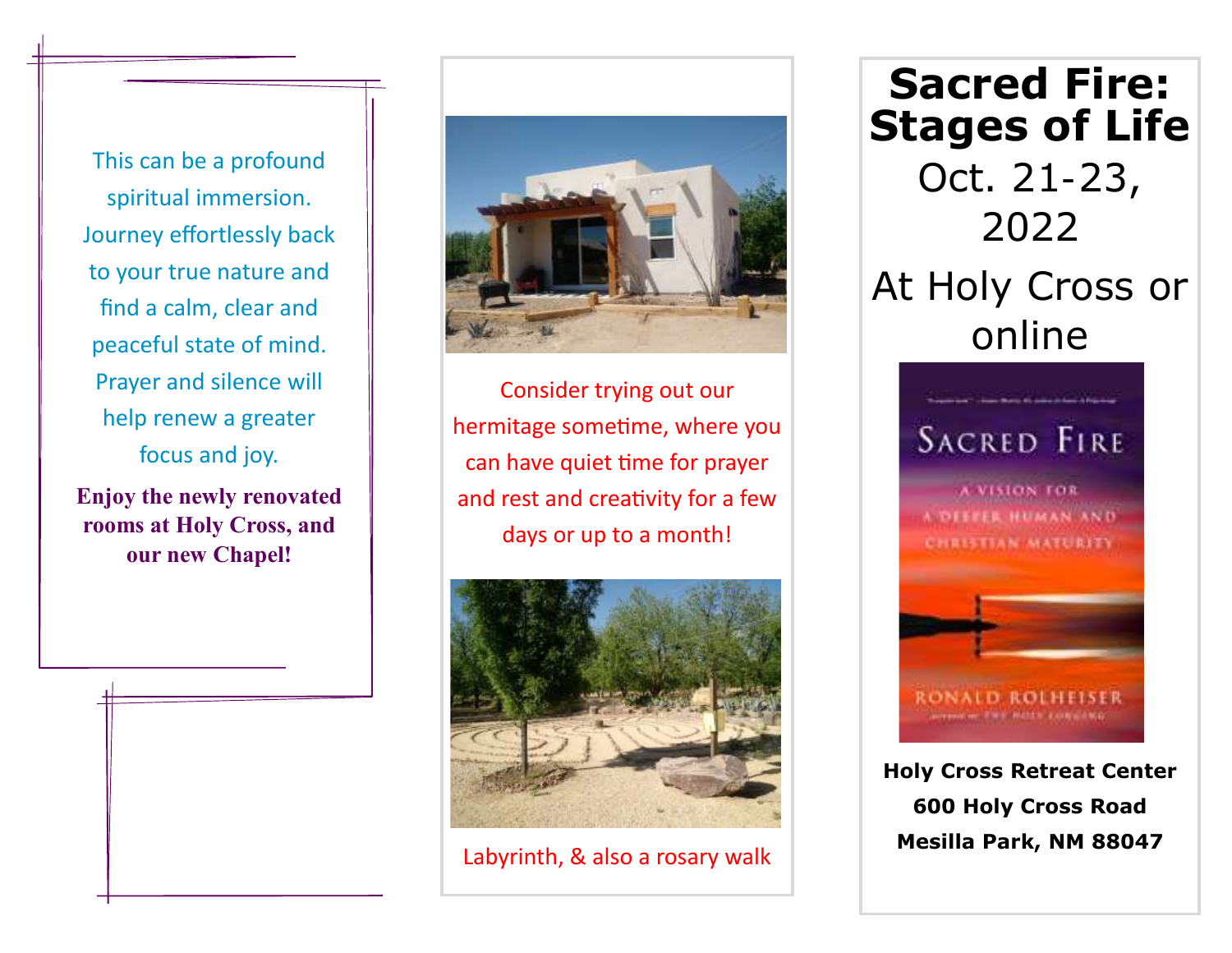This can be a profound spiritual immersion. Journey effortlessly back to your true nature and find a calm, clear and peaceful state of mind. Prayer and silence will help renew a greater focus and joy.

**Enjoy the newly renovated rooms at Holy Cross, and our new Chapel!**

Consider trying out our hermitage sometime, where you can have quiet time for prayer and rest and creativity for a few days or up to a month!

Labyrinth, & also a rosary walk

# Sacred Fire: Stages of Life

## Oct. 21-23, 2022

## At Holy Cross or online

**Holy Cross Retreat Center**
**600 Holy Cross Road**
**Mesilla Park, NM 88047**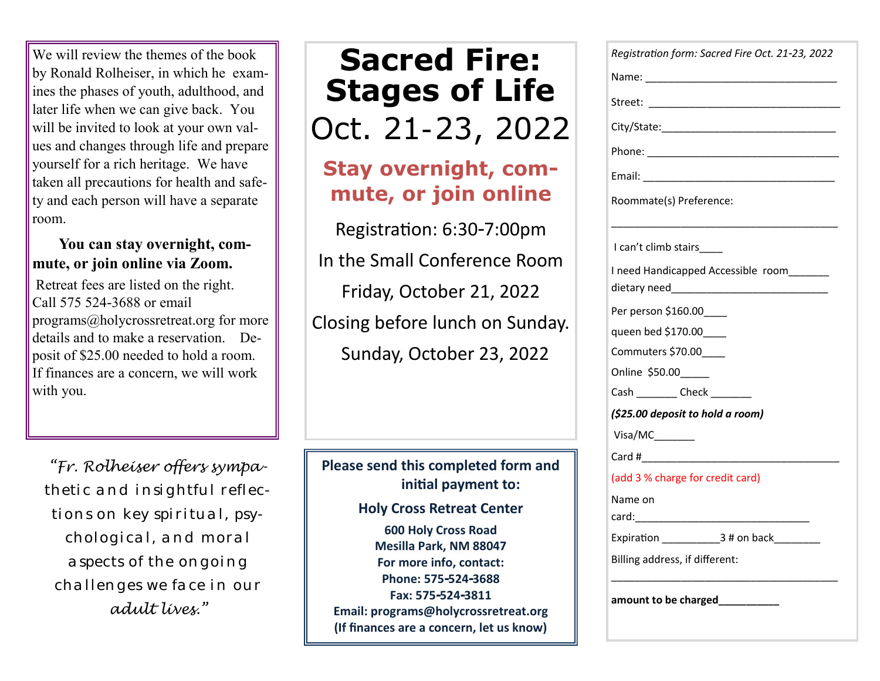We will review the themes of the book by Ronald Rolheiser, in which he examines the phases of youth, adulthood, and later life when we can give back. You will be invited to look at your own values and changes through life and prepare yourself for a rich heritage. We have taken all precautions for health and safety and each person will have a separate room.

**You can stay overnight, commute, or join online via Zoom.**

Retreat fees are listed on the right. Call 575 524-3688 or email programs@holycrossretreat.org for more details and to make a reservation. Deposit of $25.00 needed to hold a room. If finances are a concern, we will work with you.

*"Fr. Rolheiser offers sympathetic and insightful reflections on key spiritual, psychological, and moral aspects of the ongoing challenges we face in our adult lives."*

# Sacred Fire: Stages of Life

## Oct. 21-23, 2022

**Stay overnight, commute, or join online**

Registration: 6:30-7:00pm

In the Small Conference Room

Friday, October 21, 2022

Closing before lunch on Sunday.

Sunday, October 23, 2022

**Please send this completed form and initial payment to:**

**Holy Cross Retreat Center**

**600 Holy Cross Road**
**Mesilla Park, NM 88047**
**For more info, contact:**
**Phone: 575-524-3688**
**Fax: 575-524-3811**
**Email: programs@holycrossretreat.org**
**(If finances are a concern, let us know)**

*Registration form: Sacred Fire Oct. 21-23, 2022*

Name: ________________________________

Street: ________________________________

City/State:______________________________

Phone: ________________________________

Email: ________________________________

Roommate(s) Preference:

_______________________________________

I can't climb stairs____

I need Handicapped Accessible room_______

dietary need___________________________

Per person $160.00____

queen bed $170.00____

Commuters $70.00____

Online $50.00_____

Cash _______ Check _______

***($25.00 deposit to hold a room)***

Visa/MC_______

Card #__________________________________

(add 3 % charge for credit card)

Name on card:____________________________

Expiration __________3 # on back________

Billing address, if different:

_______________________________________

**amount to be charged__________**